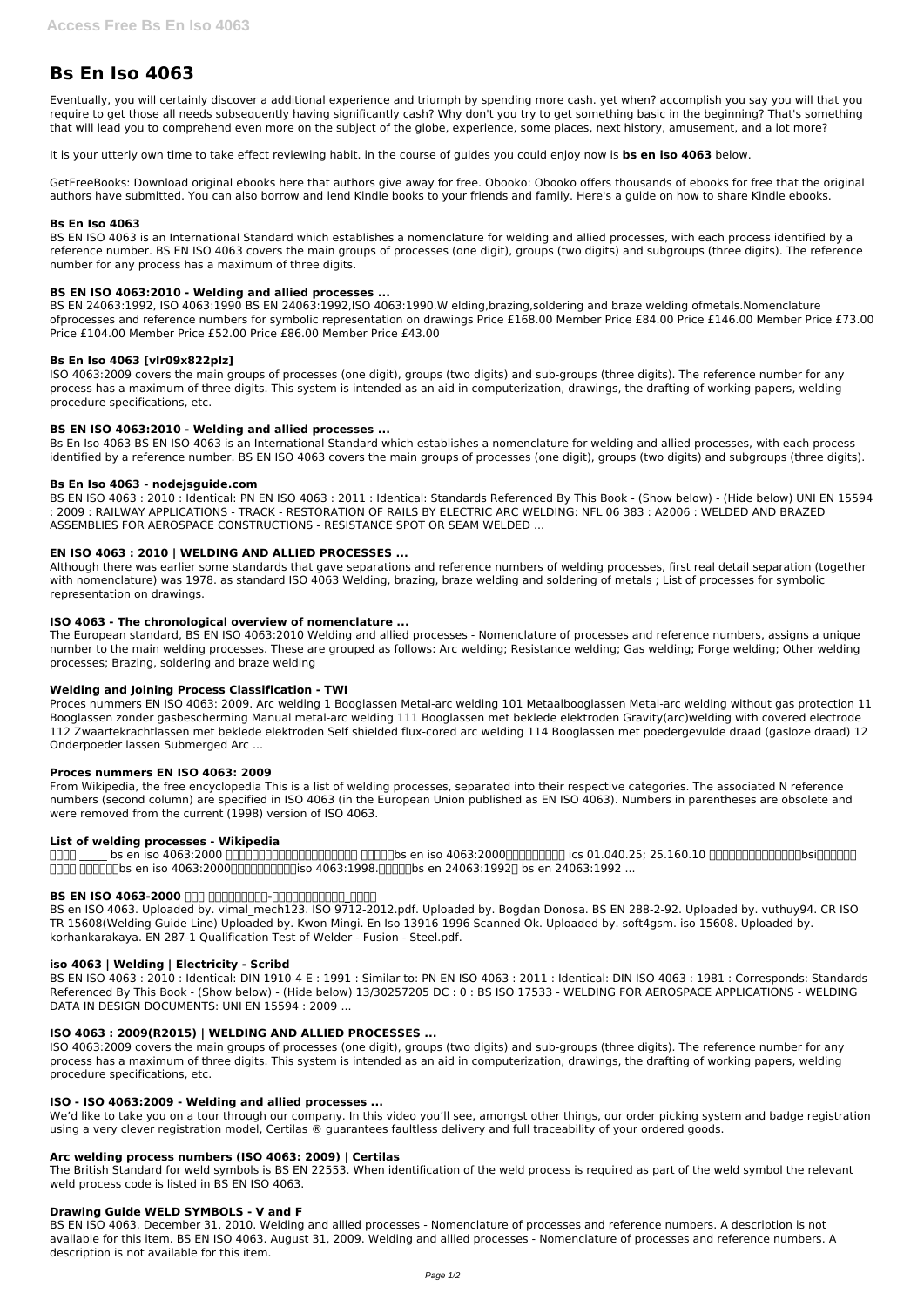# Bs En Iso 4063

Eventually, you will certainly discover a additional experience and triumph by spending more cash. yet when? accomplish you say you will that you require to get those all needs subsequently having significantly cash? Why don't you try to get something basic in the beginning? That's something that will lead you to comprehend even more on the subject of the globe, experience, some places, next history, amusement, and a lot more?

It is your utterly own time to take effect reviewing habit. in the course of guides you could enjoy now is **bs en iso 4063** below.

GetFreeBooks: Download original ebooks here that authors give away for free. Obooko: Obooko offers thousands of ebooks for free that the original authors have submitted. You can also borrow and lend Kindle books to your friends and family. Here's a guide on how to share Kindle ebooks.

### Bs En Iso 4063

BS EN ISO 4063 is an International Standard which establishes a nomenclature for welding and allied processes, with each process identified by a reference number. BS EN ISO 4063 covers the main groups of processes (one digit), groups (two digits) and subgroups (three digits). The reference number for any process has a maximum of three digits.

### BS EN ISO 4063:2010 - Welding and allied processes ...

BS EN 24063:1992, ISO 4063:1990 BS EN 24063:1992,ISO 4063:1990.W elding,brazing,soldering and braze welding ofmetals.Nomenclature ofprocesses and reference numbers for symbolic representation on drawings Price £168.00 Member Price £84.00 Price £146.00 Member Price £73.00 Price £104.00 Member Price £52.00 Price £86.00 Member Price £43.00

### Bs En Iso 4063 [vlr09x822plz]

ISO 4063:2009 covers the main groups of processes (one digit), groups (two digits) and sub-groups (three digits). The reference number for any process has a maximum of three digits. This system is intended as an aid in computerization, drawings, the drafting of working papers, welding procedure specifications, etc.

### BS EN ISO 4063:2010 - Welding and allied processes ...

Bs En Iso 4063 BS EN ISO 4063 is an International Standard which establishes a nomenclature for welding and allied processes, with each process identified by a reference number. BS EN ISO 4063 covers the main groups of processes (one digit), groups (two digits) and subgroups (three digits).

### Bs En Iso 4063 - nodejsguide.com

BS EN ISO 4063 : 2010 : Identical: PN EN ISO 4063 : 2011 : Identical: Standards Referenced By This Book - (Show below) - (Hide below) UNI EN 15594 : 2009 : RAILWAY APPLICATIONS - TRACK - RESTORATION OF RAILS BY ELECTRIC ARC WELDING: NFL 06 383 : A2006 : WELDED AND BRAZED ASSEMBLIES FOR AEROSPACE CONSTRUCTIONS - RESISTANCE SPOT OR SEAM WELDED ...

### EN ISO 4063 : 2010 | WELDING AND ALLIED PROCESSES ...

Although there was earlier some standards that gave separations and reference numbers of welding processes, first real detail separation (together with nomenclature) was 1978. as standard ISO 4063 Welding, brazing, braze welding and soldering of metals ; List of processes for symbolic representation on drawings.

### ISO 4063 - The chronological overview of nomenclature ...

The European standard, BS EN ISO 4063:2010 Welding and allied processes - Nomenclature of processes and reference numbers, assigns a unique number to the main welding processes. These are grouped as follows: Arc welding; Resistance welding; Gas welding; Forge welding; Other welding processes; Brazing, soldering and braze welding

### Welding and Joining Process Classification - TWI

Proces nummers EN ISO 4063: 2009. Arc welding 1 Booglassen Metal-arc welding 101 Metaalbooglassen Metal-arc welding without gas protection 11 Booglassen zonder gasbescherming Manual metal-arc welding 111 Booglassen met beklede elektroden Gravity(arc)welding with covered electrode 112 Zwaartekrachtlassen met beklede elektroden Self shielded flux-cored arc welding 114 Booglassen met poedergevulde draad (gasloze draad) 12 Onderpoeder lassen Submerged Arc ...

### Proces nummers EN ISO 4063: 2009

From Wikipedia, the free encyclopedia This is a list of welding processes, separated into their respective categories. The associated N reference numbers (second column) are specified in ISO 4063 (in the European Union published as EN ISO 4063). Numbers in parentheses are obsolete and were removed from the current (1998) version of ISO 4063.

### List of welding processes - Wikipedia

英国标准 _____ bs en iso 4063:2000 焊接及相关工艺－工艺名称及参考号码 标准号：bs en iso 4063:2000，中文标准名称： ics 01.040.25; 25.160.10 未经英国标准学会许可，除非bsi版权法许可 ，不得 复制。注：bs en iso 4063:2000是英国采用国际标准iso 4063:1998.代替标准bs en 24063:1992和 bs en 24063:1992 ...

### BS EN ISO 4063-2000 焊接及 相关工艺－工艺名称-焊接及相关工艺－工艺_百度文库

BS en ISO 4063. Uploaded by. vimal_mech123. ISO 9712-2012.pdf. Uploaded by. Bogdan Donosa. BS EN 288-2-92. Uploaded by. vuthuy94. CR ISO TR 15608(Welding Guide Line) Uploaded by. Kwon Mingi. En Iso 13916 1996 Scanned Ok. Uploaded by. soft4gsm. iso 15608. Uploaded by. korhankarakaya. EN 287-1 Qualification Test of Welder - Fusion - Steel.pdf.

### iso 4063 | Welding | Electricity - Scribd

BS EN ISO 4063 : 2010 : Identical: DIN 1910-4 E : 1991 : Similar to: PN EN ISO 4063 : 2011 : Identical: DIN ISO 4063 : 1981 : Corresponds: Standards Referenced By This Book - (Show below) - (Hide below) 13/30257205 DC : 0 : BS ISO 17533 - WELDING FOR AEROSPACE APPLICATIONS - WELDING DATA IN DESIGN DOCUMENTS: UNI EN 15594 : 2009 ...

### ISO 4063 : 2009(R2015) | WELDING AND ALLIED PROCESSES ...

ISO 4063:2009 covers the main groups of processes (one digit), groups (two digits) and sub-groups (three digits). The reference number for any process has a maximum of three digits. This system is intended as an aid in computerization, drawings, the drafting of working papers, welding procedure specifications, etc.

### ISO - ISO 4063:2009 - Welding and allied processes ...

We'd like to take you on a tour through our company. In this video you'll see, amongst other things, our order picking system and badge registration using a very clever registration model, Certilas ® guarantees faultless delivery and full traceability of your ordered goods.

### Arc welding process numbers (ISO 4063: 2009) | Certilas

The British Standard for weld symbols is BS EN 22553. When identification of the weld process is required as part of the weld symbol the relevant weld process code is listed in BS EN ISO 4063.

### Drawing Guide WELD SYMBOLS - V and F

BS EN ISO 4063. December 31, 2010. Welding and allied processes - Nomenclature of processes and reference numbers. A description is not available for this item. BS EN ISO 4063. August 31, 2009. Welding and allied processes - Nomenclature of processes and reference numbers. A description is not available for this item.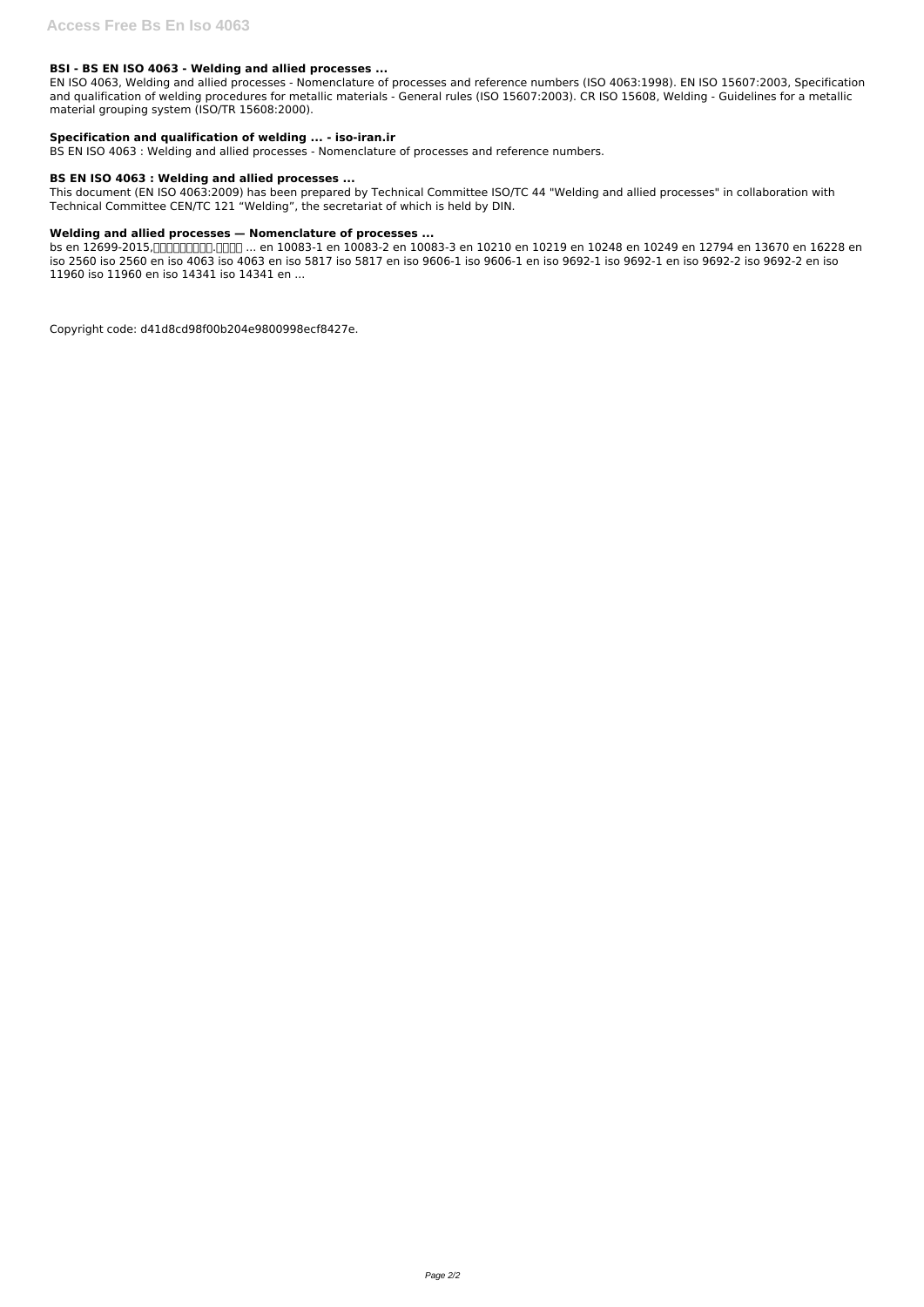### BSI - BS EN ISO 4063 - Welding and allied processes ...

EN ISO 4063, Welding and allied processes - Nomenclature of processes and reference numbers (ISO 4063:1998). EN ISO 15607:2003, Specification and qualification of welding procedures for metallic materials - General rules (ISO 15607:2003). CR ISO 15608, Welding - Guidelines for a metallic material grouping system (ISO/TR 15608:2000).

### Specification and qualification of welding ... - iso-iran.ir

BS EN ISO 4063 : Welding and allied processes - Nomenclature of processes and reference numbers.

### BS EN ISO 4063 : Welding and allied processes ...

This document (EN ISO 4063:2009) has been prepared by Technical Committee ISO/TC 44 "Welding and allied processes" in collaboration with Technical Committee CEN/TC 121 “Welding”, the secretariat of which is held by DIN.

### Welding and allied processes — Nomenclature of processes ...

bs en 12699-2015,□□□□□□□□.□□□□ ... en 10083-1 en 10083-2 en 10083-3 en 10210 en 10219 en 10248 en 10249 en 12794 en 13670 en 16228 en iso 2560 iso 2560 en iso 4063 iso 4063 en iso 5817 iso 5817 en iso 9606-1 iso 9606-1 en iso 9692-1 iso 9692-1 en iso 9692-2 iso 9692-2 en iso 11960 iso 11960 en iso 14341 iso 14341 en ...

Copyright code: d41d8cd98f00b204e9800998ecf8427e.